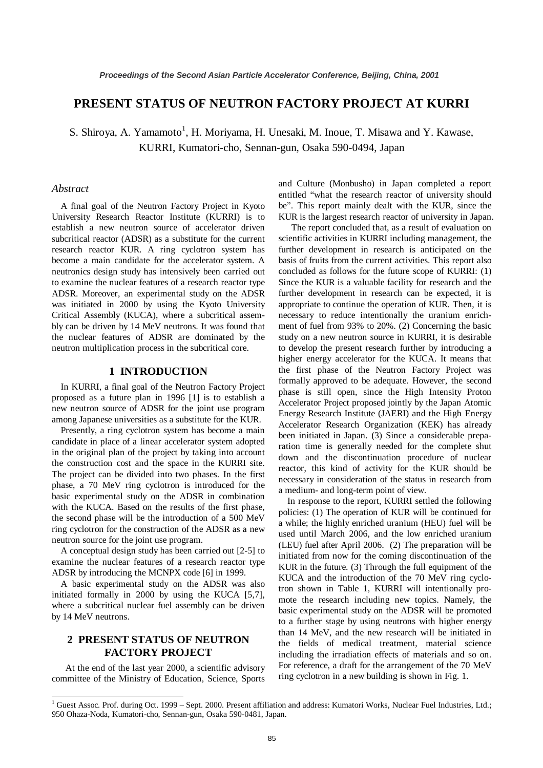# PRESENT STATUS OF NEUTRON FACTORY PROJECT AT KURRI

S. Shiroya, A. Yamamoto[1], H. Moriyama, H. Unesaki, M. Inoue, T. Misawa and Y. Kawase, KURRI, Kumatori-cho, Sennan-gun, Osaka 590-0494, Japan

### *Abstract*

A final goal of the Neutron Factory Project in Kyoto University Research Reactor Institute (KURRI) is to establish a new neutron source of accelerator driven subcritical reactor (ADSR) as a substitute for the current research reactor KUR. A ring cyclotron system has become a main candidate for the accelerator system. A neutronics design study has intensively been carried out to examine the nuclear features of a research reactor type ADSR. Moreover, an experimental study on the ADSR was initiated in 2000 by using the Kyoto University Critical Assembly (KUCA), where a subcritical assembly can be driven by 14 MeV neutrons. It was found that the nuclear features of ADSR are dominated by the neutron multiplication process in the subcritical core.

## 1 INTRODUCTION

In KURRI, a final goal of the Neutron Factory Project proposed as a future plan in 1996 [1] is to establish a new neutron source of ADSR for the joint use program among Japanese universities as a substitute for the KUR.

Presently, a ring cyclotron system has become a main candidate in place of a linear accelerator system adopted in the original plan of the project by taking into account the construction cost and the space in the KURRI site. The project can be divided into two phases. In the first phase, a 70 MeV ring cyclotron is introduced for the basic experimental study on the ADSR in combination with the KUCA. Based on the results of the first phase, the second phase will be the introduction of a 500 MeV ring cyclotron for the construction of the ADSR as a new neutron source for the joint use program.

A conceptual design study has been carried out [2-5] to examine the nuclear features of a research reactor type ADSR by introducing the MCNPX code [6] in 1999.

A basic experimental study on the ADSR was also initiated formally in 2000 by using the KUCA [5,7], where a subcritical nuclear fuel assembly can be driven by 14 MeV neutrons.

## 2 PRESENT STATUS OF NEUTRON FACTORY PROJECT

At the end of the last year 2000, a scientific advisory committee of the Ministry of Education, Science, Sports and Culture (Monbusho) in Japan completed a report entitled "what the research reactor of university should be". This report mainly dealt with the KUR, since the KUR is the largest research reactor of university in Japan.

The report concluded that, as a result of evaluation on scientific activities in KURRI including management, the further development in research is anticipated on the basis of fruits from the current activities. This report also concluded as follows for the future scope of KURRI: (1) Since the KUR is a valuable facility for research and the further development in research can be expected, it is appropriate to continue the operation of KUR. Then, it is necessary to reduce intentionally the uranium enrichment of fuel from 93% to 20%. (2) Concerning the basic study on a new neutron source in KURRI, it is desirable to develop the present research further by introducing a higher energy accelerator for the KUCA. It means that the first phase of the Neutron Factory Project was formally approved to be adequate. However, the second phase is still open, since the High Intensity Proton Accelerator Project proposed jointly by the Japan Atomic Energy Research Institute (JAERI) and the High Energy Accelerator Research Organization (KEK) has already been initiated in Japan. (3) Since a considerable preparation time is generally needed for the complete shut down and the discontinuation procedure of nuclear reactor, this kind of activity for the KUR should be necessary in consideration of the status in research from a medium- and long-term point of view.

In response to the report, KURRI settled the following policies: (1) The operation of KUR will be continued for a while; the highly enriched uranium (HEU) fuel will be used until March 2006, and the low enriched uranium (LEU) fuel after April 2006. (2) The preparation will be initiated from now for the coming discontinuation of the KUR in the future. (3) Through the full equipment of the KUCA and the introduction of the 70 MeV ring cyclotron shown in Table 1, KURRI will intentionally promote the research including new topics. Namely, the basic experimental study on the ADSR will be promoted to a further stage by using neutrons with higher energy than 14 MeV, and the new research will be initiated in the fields of medical treatment, material science including the irradiation effects of materials and so on. For reference, a draft for the arrangement of the 70 MeV ring cyclotron in a new building is shown in Fig. 1.

---

[1] Guest Assoc. Prof. during Oct. 1999 – Sept. 2000. Present affiliation and address: Kumatori Works, Nuclear Fuel Industries, Ltd.; 950 Ohaza-Noda, Kumatori-cho, Sennan-gun, Osaka 590-0481, Japan.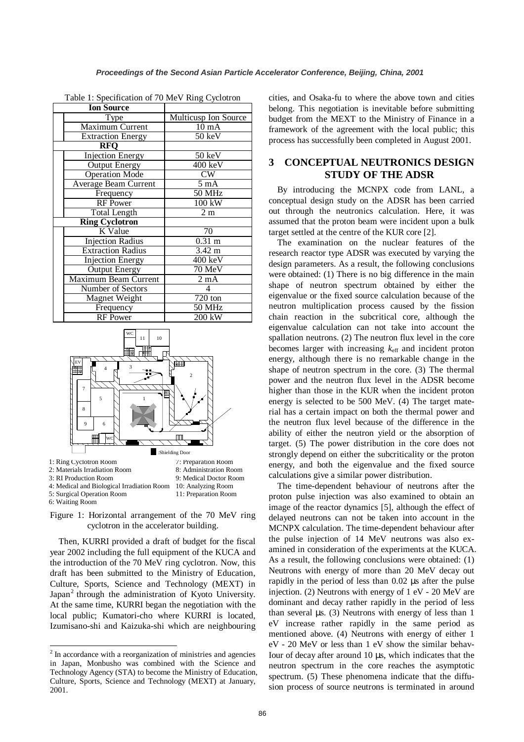Table 1: Specification of 70 MeV Ring Cyclotron

| | |
|---|---|
| **Ion Source** | |
| Type | Multicusp Ion Source |
| Maximum Current | 10 mA |
| Extraction Energy | 50 keV |
| **RFQ** | |
| Injection Energy | 50 keV |
| Output Energy | 400 keV |
| Operation Mode | CW |
| Average Beam Current | 5 mA |
| Frequency | 50 MHz |
| RF Power | 100 kW |
| Total Length | 2 m |
| **Ring Cyclotron** | |
| K Value | 70 |
| Injection Radius | 0.31 m |
| Extraction Radius | 3.42 m |
| Injection Energy | 400 keV |
| Output Energy | 70 MeV |
| Maximum Beam Current | 2 mA |
| Number of Sectors | 4 |
| Magnet Weight | 720 ton |
| Frequency | 50 MHz |
| RF Power | 200 kW |

■ :Shielding Door

1: Ring Cyclotron Room
2: Materials Irradiation Room
3: RI Production Room
4: Medical and Biological Irradiation Room
5: Surgical Operation Room
6: Waiting Room
7: Preparation Room
8: Administration Room
9: Medical Doctor Room
10: Analyzing Room
11: Preparation Room

Figure 1: Horizontal arrangement of the 70 MeV ring cyclotron in the accelerator building.

Then, KURRI provided a draft of budget for the fiscal year 2002 including the full equipment of the KUCA and the introduction of the 70 MeV ring cyclotron. Now, this draft has been submitted to the Ministry of Education, Culture, Sports, Science and Technology (MEXT) in Japan[2] through the administration of Kyoto University. At the same time, KURRI began the negotiation with the local public; Kumatori-cho where KURRI is located, Izumisano-shi and Kaizuka-shi which are neighbouring cities, and Osaka-fu to where the above town and cities belong. This negotiation is inevitable before submitting budget from the MEXT to the Ministry of Finance in a framework of the agreement with the local public; this process has successfully been completed in August 2001.

[2] In accordance with a reorganization of ministries and agencies in Japan, Monbusho was combined with the Science and Technology Agency (STA) to become the Ministry of Education, Culture, Sports, Science and Technology (MEXT) at January, 2001.

## 3 CONCEPTUAL NEUTRONICS DESIGN STUDY OF THE ADSR

By introducing the MCNPX code from LANL, a conceptual design study on the ADSR has been carried out through the neutronics calculation. Here, it was assumed that the proton beam were incident upon a bulk target settled at the centre of the KUR core [2].

The examination on the nuclear features of the research reactor type ADSR was executed by varying the design parameters. As a result, the following conclusions were obtained: (1) There is no big difference in the main shape of neutron spectrum obtained by either the eigenvalue or the fixed source calculation because of the neutron multiplication process caused by the fission chain reaction in the subcritical core, although the eigenvalue calculation can not take into account the spallation neutrons. (2) The neutron flux level in the core becomes larger with increasing $k_{eff}$ and incident proton energy, although there is no remarkable change in the shape of neutron spectrum in the core. (3) The thermal power and the neutron flux level in the ADSR become higher than those in the KUR when the incident proton energy is selected to be 500 MeV. (4) The target material has a certain impact on both the thermal power and the neutron flux level because of the difference in the ability of either the neutron yield or the absorption of target. (5) The power distribution in the core does not strongly depend on either the subcriticality or the proton energy, and both the eigenvalue and the fixed source calculations give a similar power distribution.

The time-dependent behaviour of neutrons after the proton pulse injection was also examined to obtain an image of the reactor dynamics [5], although the effect of delayed neutrons can not be taken into account in the MCNPX calculation. The time-dependent behaviour after the pulse injection of 14 MeV neutrons was also examined in consideration of the experiments at the KUCA. As a result, the following conclusions were obtained: (1) Neutrons with energy of more than 20 MeV decay out rapidly in the period of less than 0.02 μs after the pulse injection. (2) Neutrons with energy of 1 eV - 20 MeV are dominant and decay rather rapidly in the period of less than several μs. (3) Neutrons with energy of less than 1 eV increase rather rapidly in the same period as mentioned above. (4) Neutrons with energy of either 1 eV - 20 MeV or less than 1 eV show the similar behav-Iour of decay after around 10 μs, which indicates that the neutron spectrum in the core reaches the asymptotic spectrum. (5) These phenomena indicate that the diffusion process of source neutrons is terminated in around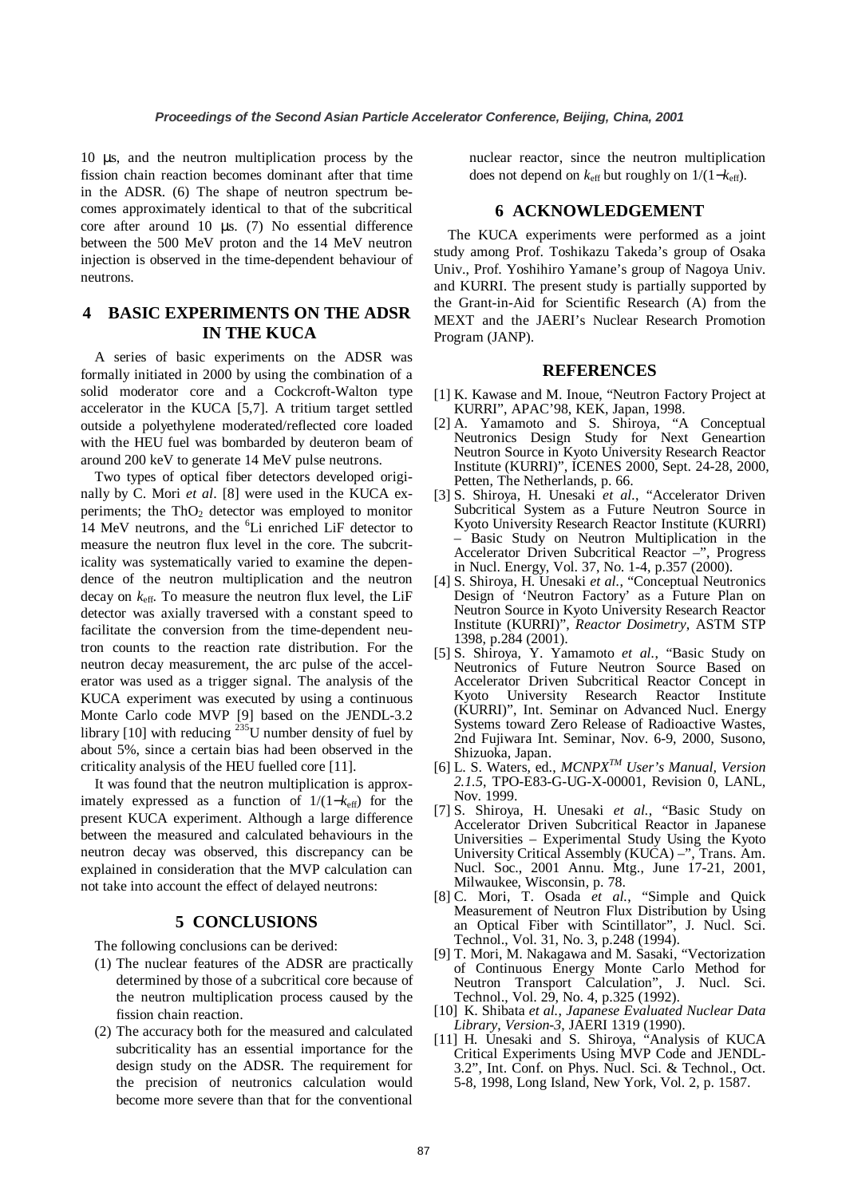10 μs, and the neutron multiplication process by the fission chain reaction becomes dominant after that time in the ADSR. (6) The shape of neutron spectrum becomes approximately identical to that of the subcritical core after around 10 μs. (7) No essential difference between the 500 MeV proton and the 14 MeV neutron injection is observed in the time-dependent behaviour of neutrons.

## 4 BASIC EXPERIMENTS ON THE ADSR IN THE KUCA

A series of basic experiments on the ADSR was formally initiated in 2000 by using the combination of a solid moderator core and a Cockcroft-Walton type accelerator in the KUCA [5,7]. A tritium target settled outside a polyethylene moderated/reflected core loaded with the HEU fuel was bombarded by deuteron beam of around 200 keV to generate 14 MeV pulse neutrons.

Two types of optical fiber detectors developed originally by C. Mori *et al*. [8] were used in the KUCA experiments; the $ThO_2$ detector was employed to monitor 14 MeV neutrons, and the $^{6}$Li enriched LiF detector to measure the neutron flux level in the core. The subcriticality was systematically varied to examine the dependence of the neutron multiplication and the neutron decay on $k_{eff}$. To measure the neutron flux level, the LiF detector was axially traversed with a constant speed to facilitate the conversion from the time-dependent neutron counts to the reaction rate distribution. For the neutron decay measurement, the arc pulse of the accelerator was used as a trigger signal. The analysis of the KUCA experiment was executed by using a continuous Monte Carlo code MVP [9] based on the JENDL-3.2 library [10] with reducing $^{235}$U number density of fuel by about 5%, since a certain bias had been observed in the criticality analysis of the HEU fuelled core [11].

It was found that the neutron multiplication is approximately expressed as a function of $1/(1-k_{eff})$ for the present KUCA experiment. Although a large difference between the measured and calculated behaviours in the neutron decay was observed, this discrepancy can be explained in consideration that the MVP calculation can not take into account the effect of delayed neutrons:

## 5 CONCLUSIONS

The following conclusions can be derived:

(1) The nuclear features of the ADSR are practically determined by those of a subcritical core because of the neutron multiplication process caused by the fission chain reaction.

(2) The accuracy both for the measured and calculated subcriticality has an essential importance for the design study on the ADSR. The requirement for the precision of neutronics calculation would become more severe than that for the conventional nuclear reactor, since the neutron multiplication does not depend on $k_{eff}$ but roughly on $1/(1-k_{eff})$.

## 6 ACKNOWLEDGEMENT

The KUCA experiments were performed as a joint study among Prof. Toshikazu Takeda's group of Osaka Univ., Prof. Yoshihiro Yamane's group of Nagoya Univ. and KURRI. The present study is partially supported by the Grant-in-Aid for Scientific Research (A) from the MEXT and the JAERI's Nuclear Research Promotion Program (JANP).

## REFERENCES

[1] K. Kawase and M. Inoue, "Neutron Factory Project at KURRI", APAC'98, KEK, Japan, 1998.

[2] A. Yamamoto and S. Shiroya, "A Conceptual Neutronics Design Study for Next Geneartion Neutron Source in Kyoto University Research Reactor Institute (KURRI)", ICENES 2000, Sept. 24-28, 2000, Petten, The Netherlands, p. 66.

[3] S. Shiroya, H. Unesaki *et al.*, "Accelerator Driven Subcritical System as a Future Neutron Source in Kyoto University Research Reactor Institute (KURRI) – Basic Study on Neutron Multiplication in the Accelerator Driven Subcritical Reactor –", Progress in Nucl. Energy, Vol. 37, No. 1-4, p.357 (2000).

[4] S. Shiroya, H. Unesaki *et al.*, "Conceptual Neutronics Design of 'Neutron Factory' as a Future Plan on Neutron Source in Kyoto University Research Reactor Institute (KURRI)", *Reactor Dosimetry*, ASTM STP 1398, p.284 (2001).

[5] S. Shiroya, Y. Yamamoto *et al.*, "Basic Study on Neutronics of Future Neutron Source Based on Accelerator Driven Subcritical Reactor Concept in Kyoto University Research Reactor Institute (KURRI)", Int. Seminar on Advanced Nucl. Energy Systems toward Zero Release of Radioactive Wastes, 2nd Fujiwara Int. Seminar, Nov. 6-9, 2000, Susono, Shizuoka, Japan.

[6] L. S. Waters, ed., *MCNPX$^{TM}$ User's Manual, Version 2.1.5*, TPO-E83-G-UG-X-00001, Revision 0, LANL, Nov. 1999.

[7] S. Shiroya, H. Unesaki *et al.*, "Basic Study on Accelerator Driven Subcritical Reactor in Japanese Universities – Experimental Study Using the Kyoto University Critical Assembly (KUCA) –", Trans. Am. Nucl. Soc., 2001 Annu. Mtg., June 17-21, 2001, Milwaukee, Wisconsin, p. 78.

[8] C. Mori, T. Osada *et al.*, "Simple and Quick Measurement of Neutron Flux Distribution by Using an Optical Fiber with Scintillator", J. Nucl. Sci. Technol., Vol. 31, No. 3, p.248 (1994).

[9] T. Mori, M. Nakagawa and M. Sasaki, "Vectorization of Continuous Energy Monte Carlo Method for Neutron Transport Calculation", J. Nucl. Sci. Technol., Vol. 29, No. 4, p.325 (1992).

[10] K. Shibata *et al.*, *Japanese Evaluated Nuclear Data Library, Version-3*, JAERI 1319 (1990).

[11] H. Unesaki and S. Shiroya, "Analysis of KUCA Critical Experiments Using MVP Code and JENDL-3.2", Int. Conf. on Phys. Nucl. Sci. & Technol., Oct. 5-8, 1998, Long Island, New York, Vol. 2, p. 1587.